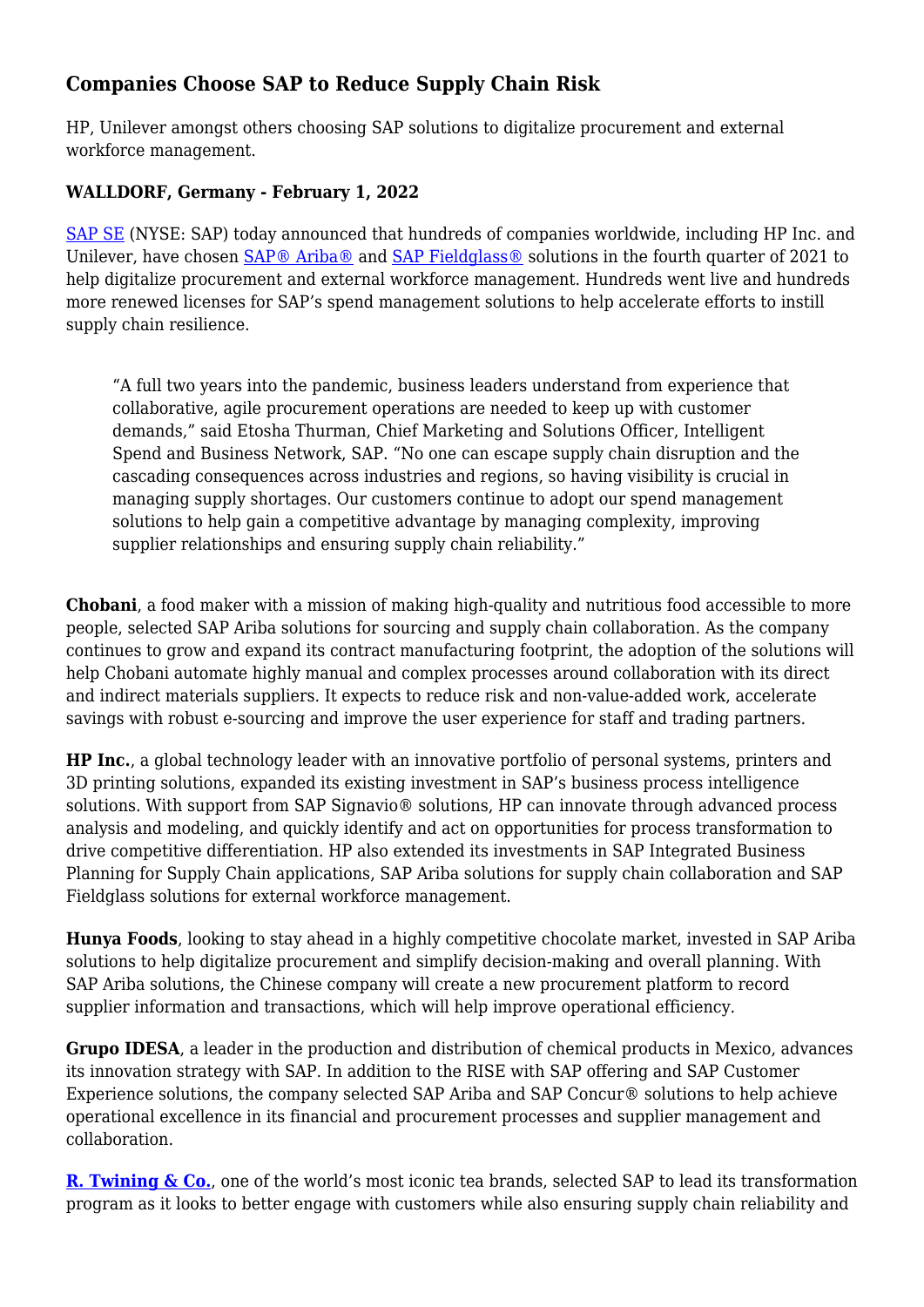## Companies Choose SAP to Reduce Supply Chain Risk

HP, Unilever amongst others choosing SAP solutions to digitalize procurement and external workforce management.

**WALLDORF, Germany - February 1, 2022**

SAP SE (NYSE: SAP) today announced that hundreds of companies worldwide, including HP Inc. and Unilever, have chosen SAP® Ariba® and SAP Fieldglass® solutions in the fourth quarter of 2021 to help digitalize procurement and external workforce management. Hundreds went live and hundreds more renewed licenses for SAP's spend management solutions to help accelerate efforts to instill supply chain resilience.

> "A full two years into the pandemic, business leaders understand from experience that collaborative, agile procurement operations are needed to keep up with customer demands," said Etosha Thurman, Chief Marketing and Solutions Officer, Intelligent Spend and Business Network, SAP. "No one can escape supply chain disruption and the cascading consequences across industries and regions, so having visibility is crucial in managing supply shortages. Our customers continue to adopt our spend management solutions to help gain a competitive advantage by managing complexity, improving supplier relationships and ensuring supply chain reliability."

**Chobani**, a food maker with a mission of making high-quality and nutritious food accessible to more people, selected SAP Ariba solutions for sourcing and supply chain collaboration. As the company continues to grow and expand its contract manufacturing footprint, the adoption of the solutions will help Chobani automate highly manual and complex processes around collaboration with its direct and indirect materials suppliers. It expects to reduce risk and non-value-added work, accelerate savings with robust e-sourcing and improve the user experience for staff and trading partners.

**HP Inc.**, a global technology leader with an innovative portfolio of personal systems, printers and 3D printing solutions, expanded its existing investment in SAP's business process intelligence solutions. With support from SAP Signavio® solutions, HP can innovate through advanced process analysis and modeling, and quickly identify and act on opportunities for process transformation to drive competitive differentiation. HP also extended its investments in SAP Integrated Business Planning for Supply Chain applications, SAP Ariba solutions for supply chain collaboration and SAP Fieldglass solutions for external workforce management.

**Hunya Foods**, looking to stay ahead in a highly competitive chocolate market, invested in SAP Ariba solutions to help digitalize procurement and simplify decision-making and overall planning. With SAP Ariba solutions, the Chinese company will create a new procurement platform to record supplier information and transactions, which will help improve operational efficiency.

**Grupo IDESA**, a leader in the production and distribution of chemical products in Mexico, advances its innovation strategy with SAP. In addition to the RISE with SAP offering and SAP Customer Experience solutions, the company selected SAP Ariba and SAP Concur® solutions to help achieve operational excellence in its financial and procurement processes and supplier management and collaboration.

**R. Twining & Co.**, one of the world's most iconic tea brands, selected SAP to lead its transformation program as it looks to better engage with customers while also ensuring supply chain reliability and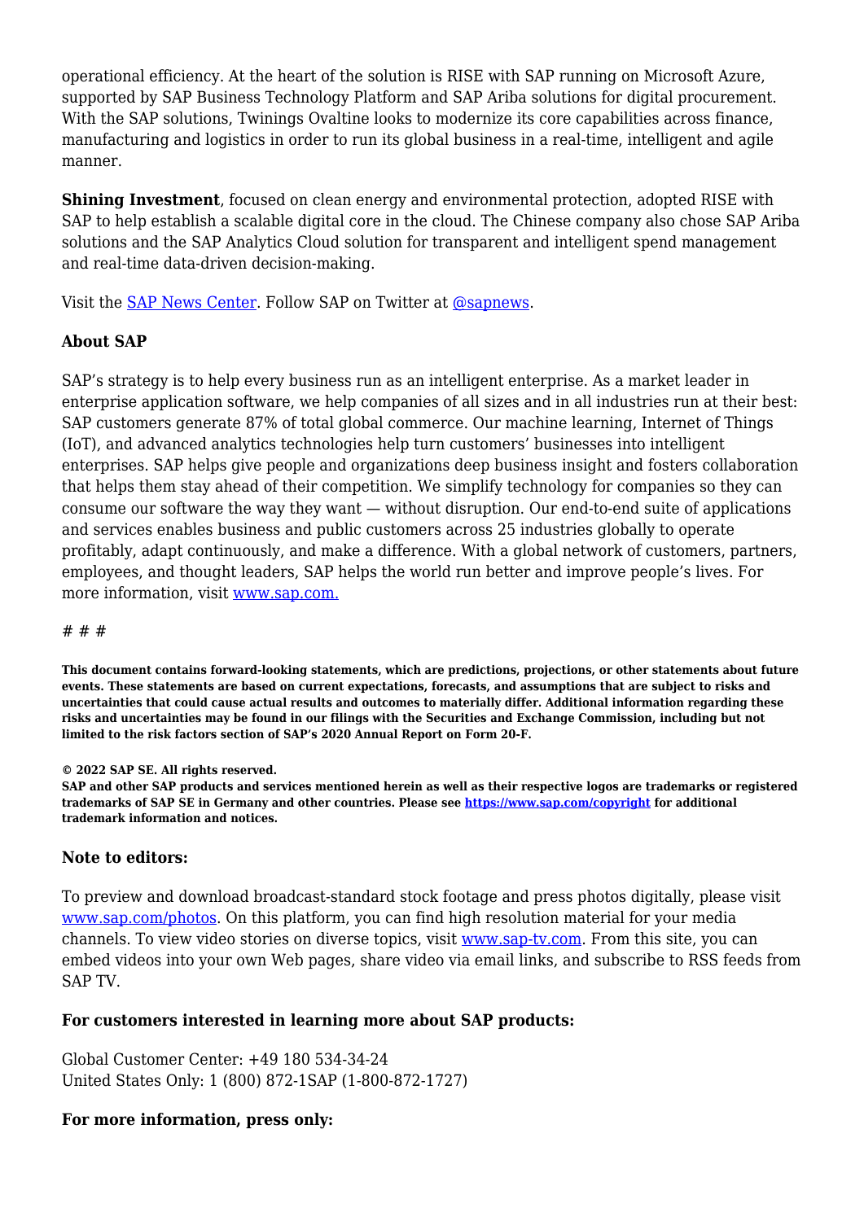operational efficiency. At the heart of the solution is RISE with SAP running on Microsoft Azure, supported by SAP Business Technology Platform and SAP Ariba solutions for digital procurement. With the SAP solutions, Twinings Ovaltine looks to modernize its core capabilities across finance, manufacturing and logistics in order to run its global business in a real-time, intelligent and agile manner.

**Shining Investment**, focused on clean energy and environmental protection, adopted RISE with SAP to help establish a scalable digital core in the cloud. The Chinese company also chose SAP Ariba solutions and the SAP Analytics Cloud solution for transparent and intelligent spend management and real-time data-driven decision-making.

Visit the [SAP News Center](). Follow SAP on Twitter at [@sapnews]().

### About SAP

SAP's strategy is to help every business run as an intelligent enterprise. As a market leader in enterprise application software, we help companies of all sizes and in all industries run at their best: SAP customers generate 87% of total global commerce. Our machine learning, Internet of Things (IoT), and advanced analytics technologies help turn customers' businesses into intelligent enterprises. SAP helps give people and organizations deep business insight and fosters collaboration that helps them stay ahead of their competition. We simplify technology for companies so they can consume our software the way they want — without disruption. Our end-to-end suite of applications and services enables business and public customers across 25 industries globally to operate profitably, adapt continuously, and make a difference. With a global network of customers, partners, employees, and thought leaders, SAP helps the world run better and improve people's lives. For more information, visit [www.sap.com.]()

# # #

**This document contains forward-looking statements, which are predictions, projections, or other statements about future events. These statements are based on current expectations, forecasts, and assumptions that are subject to risks and uncertainties that could cause actual results and outcomes to materially differ. Additional information regarding these risks and uncertainties may be found in our filings with the Securities and Exchange Commission, including but not limited to the risk factors section of SAP's 2020 Annual Report on Form 20-F.**

**© 2022 SAP SE. All rights reserved.**
**SAP and other SAP products and services mentioned herein as well as their respective logos are trademarks or registered trademarks of SAP SE in Germany and other countries. Please see [https://www.sap.com/copyright]() for additional trademark information and notices.**

### Note to editors:

To preview and download broadcast-standard stock footage and press photos digitally, please visit [www.sap.com/photos](). On this platform, you can find high resolution material for your media channels. To view video stories on diverse topics, visit [www.sap-tv.com](). From this site, you can embed videos into your own Web pages, share video via email links, and subscribe to RSS feeds from SAP TV.

### For customers interested in learning more about SAP products:

Global Customer Center: +49 180 534-34-24
United States Only: 1 (800) 872-1SAP (1-800-872-1727)

### For more information, press only: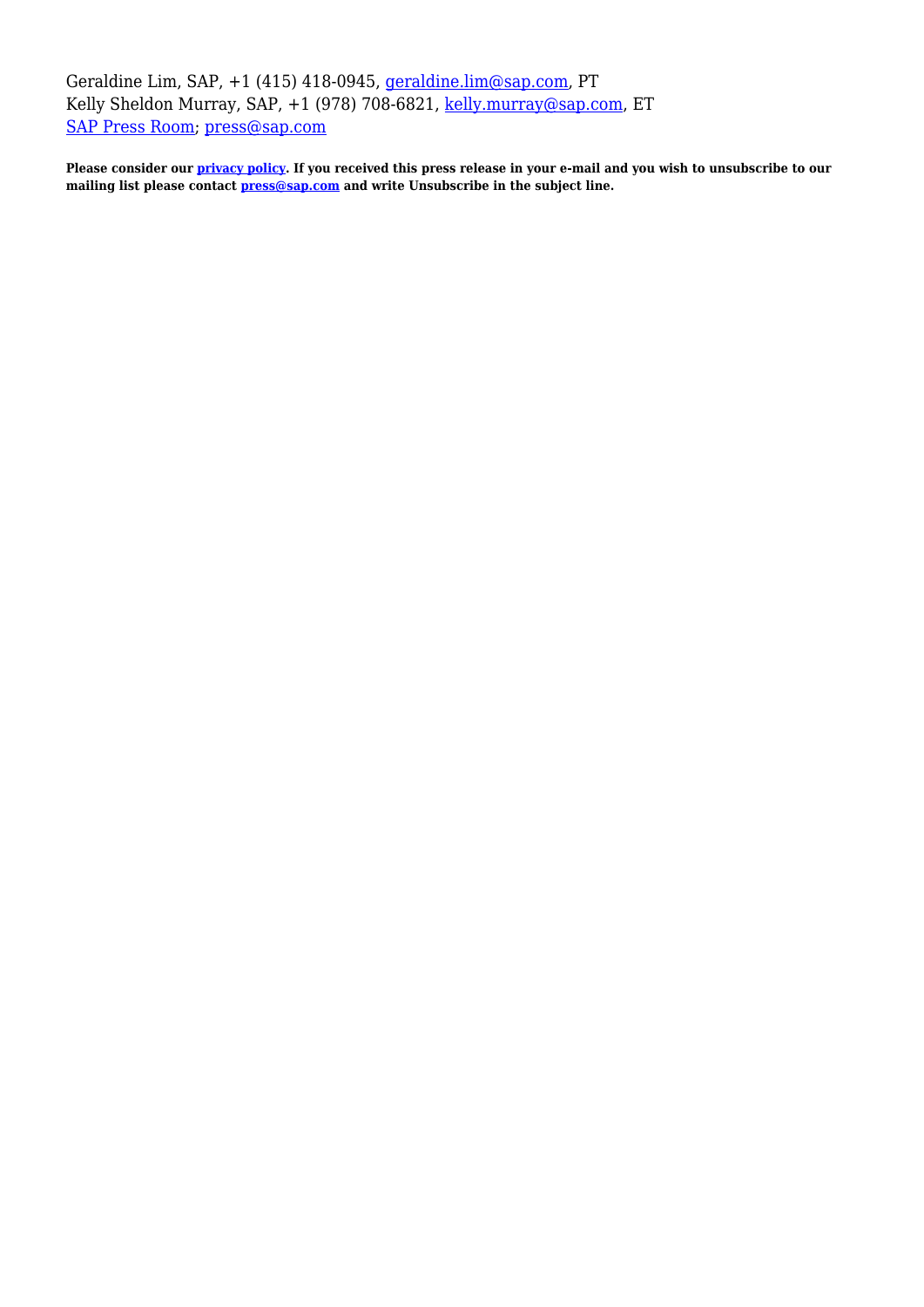Geraldine Lim, SAP, +1 (415) 418-0945, geraldine.lim@sap.com, PT
Kelly Sheldon Murray, SAP, +1 (978) 708-6821, kelly.murray@sap.com, ET
SAP Press Room; press@sap.com

**Please consider our privacy policy. If you received this press release in your e-mail and you wish to unsubscribe to our mailing list please contact press@sap.com and write Unsubscribe in the subject line.**